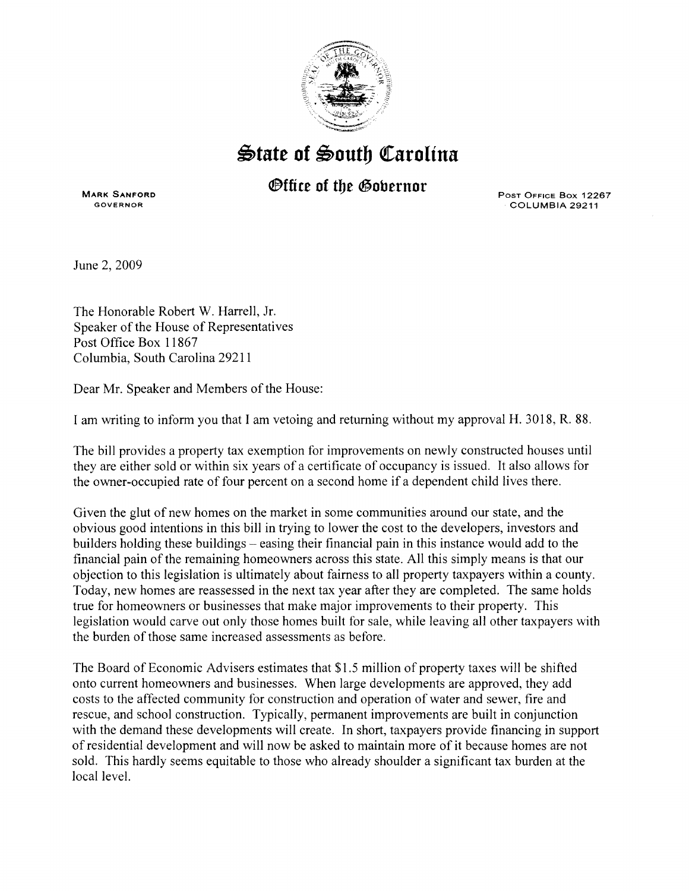# State of South Carolina

## Office of the Governor

MARK SANFORD
GOVERNOR

POST OFFICE BOX 12267
COLUMBIA 29211

June 2, 2009

The Honorable Robert W. Harrell, Jr.
Speaker of the House of Representatives
Post Office Box 11867
Columbia, South Carolina 29211

Dear Mr. Speaker and Members of the House:

I am writing to inform you that I am vetoing and returning without my approval H. 3018, R. 88.

The bill provides a property tax exemption for improvements on newly constructed houses until they are either sold or within six years of a certificate of occupancy is issued. It also allows for the owner-occupied rate of four percent on a second home if a dependent child lives there.

Given the glut of new homes on the market in some communities around our state, and the obvious good intentions in this bill in trying to lower the cost to the developers, investors and builders holding these buildings – easing their financial pain in this instance would add to the financial pain of the remaining homeowners across this state. All this simply means is that our objection to this legislation is ultimately about fairness to all property taxpayers within a county. Today, new homes are reassessed in the next tax year after they are completed. The same holds true for homeowners or businesses that make major improvements to their property. This legislation would carve out only those homes built for sale, while leaving all other taxpayers with the burden of those same increased assessments as before.

The Board of Economic Advisers estimates that $1.5 million of property taxes will be shifted onto current homeowners and businesses. When large developments are approved, they add costs to the affected community for construction and operation of water and sewer, fire and rescue, and school construction. Typically, permanent improvements are built in conjunction with the demand these developments will create. In short, taxpayers provide financing in support of residential development and will now be asked to maintain more of it because homes are not sold. This hardly seems equitable to those who already shoulder a significant tax burden at the local level.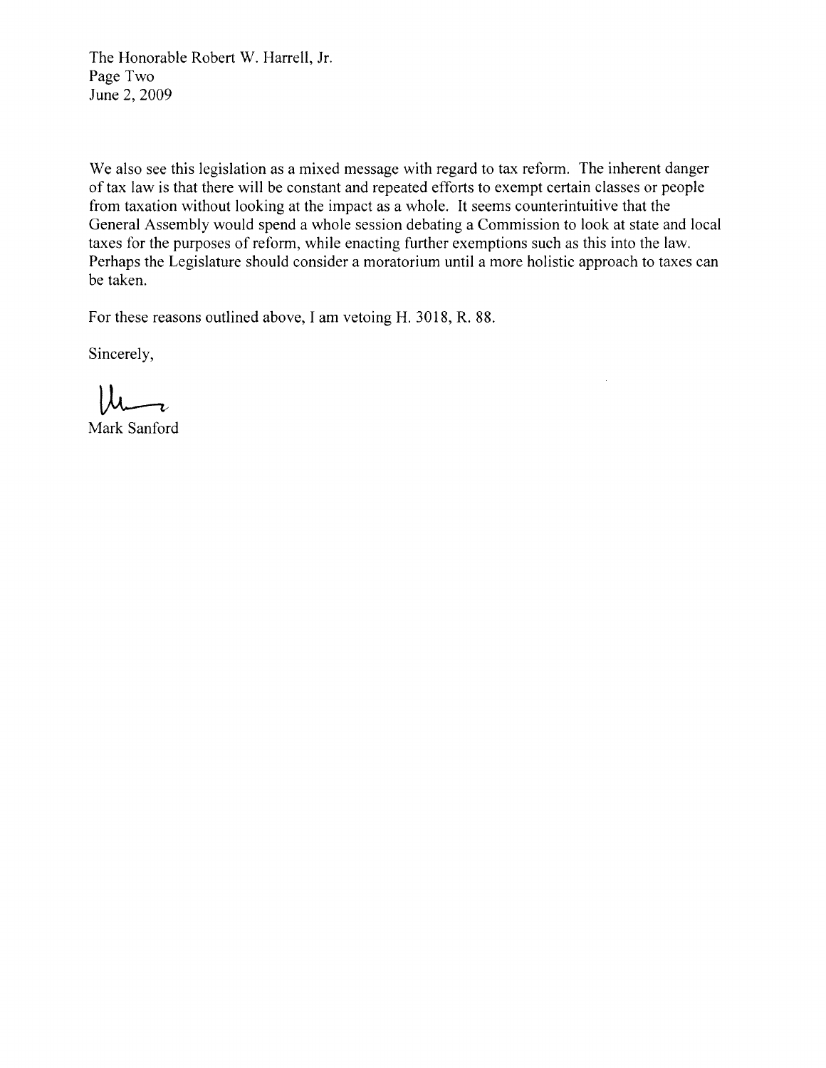The Honorable Robert W. Harrell, Jr.
Page Two
June 2, 2009

We also see this legislation as a mixed message with regard to tax reform. The inherent danger of tax law is that there will be constant and repeated efforts to exempt certain classes or people from taxation without looking at the impact as a whole. It seems counterintuitive that the General Assembly would spend a whole session debating a Commission to look at state and local taxes for the purposes of reform, while enacting further exemptions such as this into the law. Perhaps the Legislature should consider a moratorium until a more holistic approach to taxes can be taken.

For these reasons outlined above, I am vetoing H. 3018, R. 88.

Sincerely,

Mark Sanford